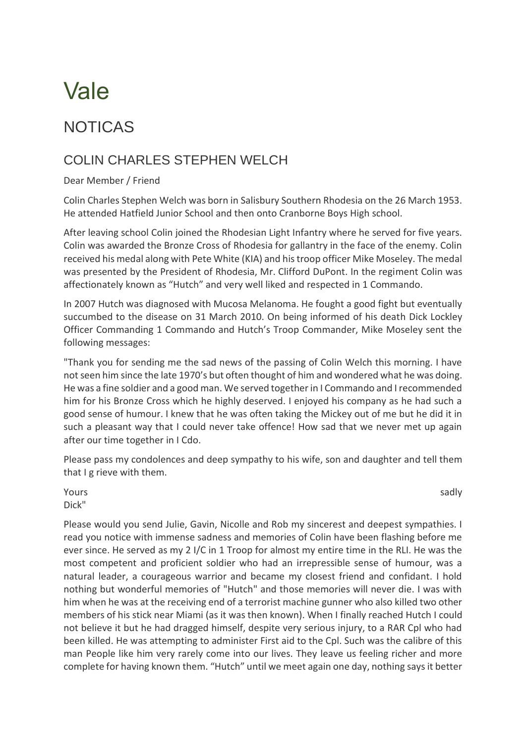# Vale

## NOTICAS

### COLIN CHARLES STEPHEN WELCH

Dear Member / Friend

Colin Charles Stephen Welch was born in Salisbury Southern Rhodesia on the 26 March 1953. He attended Hatfield Junior School and then onto Cranborne Boys High school.

After leaving school Colin joined the Rhodesian Light Infantry where he served for five years. Colin was awarded the Bronze Cross of Rhodesia for gallantry in the face of the enemy. Colin received his medal along with Pete White (KIA) and his troop officer Mike Moseley. The medal was presented by the President of Rhodesia, Mr. Clifford DuPont. In the regiment Colin was affectionately known as "Hutch" and very well liked and respected in 1 Commando.

In 2007 Hutch was diagnosed with Mucosa Melanoma. He fought a good fight but eventually succumbed to the disease on 31 March 2010. On being informed of his death Dick Lockley Officer Commanding 1 Commando and Hutch's Troop Commander, Mike Moseley sent the following messages:

"Thank you for sending me the sad news of the passing of Colin Welch this morning. I have not seen him since the late 1970's but often thought of him and wondered what he was doing. He was a fine soldier and a good man. We served together in I Commando and I recommended him for his Bronze Cross which he highly deserved. I enjoyed his company as he had such a good sense of humour. I knew that he was often taking the Mickey out of me but he did it in such a pleasant way that I could never take offence! How sad that we never met up again after our time together in I Cdo.

Please pass my condolences and deep sympathy to his wife, son and daughter and tell them that I g rieve with them.

Yours sadly
Dick"

Please would you send Julie, Gavin, Nicolle and Rob my sincerest and deepest sympathies. I read you notice with immense sadness and memories of Colin have been flashing before me ever since. He served as my 2 I/C in 1 Troop for almost my entire time in the RLI. He was the most competent and proficient soldier who had an irrepressible sense of humour, was a natural leader, a courageous warrior and became my closest friend and confidant. I hold nothing but wonderful memories of "Hutch" and those memories will never die. I was with him when he was at the receiving end of a terrorist machine gunner who also killed two other members of his stick near Miami (as it was then known). When I finally reached Hutch I could not believe it but he had dragged himself, despite very serious injury, to a RAR Cpl who had been killed. He was attempting to administer First aid to the Cpl. Such was the calibre of this man People like him very rarely come into our lives. They leave us feeling richer and more complete for having known them. "Hutch" until we meet again one day, nothing says it better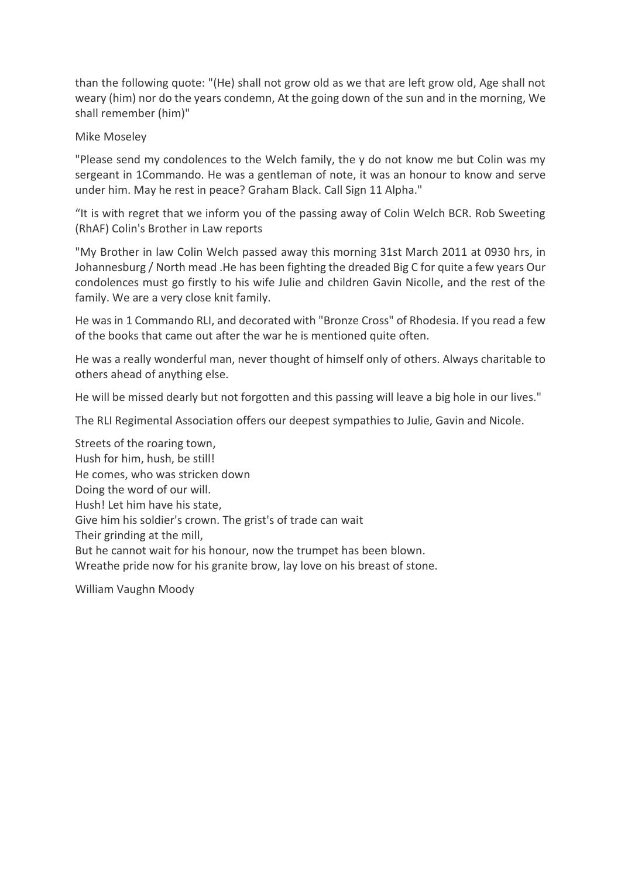than the following quote: "(He) shall not grow old as we that are left grow old, Age shall not weary (him) nor do the years condemn, At the going down of the sun and in the morning, We shall remember (him)"

Mike Moseley

"Please send my condolences to the Welch family, the y do not know me but Colin was my sergeant in 1Commando. He was a gentleman of note, it was an honour to know and serve under him. May he rest in peace? Graham Black. Call Sign 11 Alpha."

"It is with regret that we inform you of the passing away of Colin Welch BCR. Rob Sweeting (RhAF) Colin's Brother in Law reports

"My Brother in law Colin Welch passed away this morning 31st March 2011 at 0930 hrs, in Johannesburg / North mead .He has been fighting the dreaded Big C for quite a few years Our condolences must go firstly to his wife Julie and children Gavin Nicolle, and the rest of the family. We are a very close knit family.

He was in 1 Commando RLI, and decorated with "Bronze Cross" of Rhodesia. If you read a few of the books that came out after the war he is mentioned quite often.

He was a really wonderful man, never thought of himself only of others. Always charitable to others ahead of anything else.

He will be missed dearly but not forgotten and this passing will leave a big hole in our lives."

The RLI Regimental Association offers our deepest sympathies to Julie, Gavin and Nicole.

Streets of the roaring town,  
Hush for him, hush, be still!  
He comes, who was stricken down  
Doing the word of our will.  
Hush! Let him have his state,  
Give him his soldier's crown. The grist's of trade can wait  
Their grinding at the mill,  
But he cannot wait for his honour, now the trumpet has been blown.  
Wreathe pride now for his granite brow, lay love on his breast of stone.

William Vaughn Moody